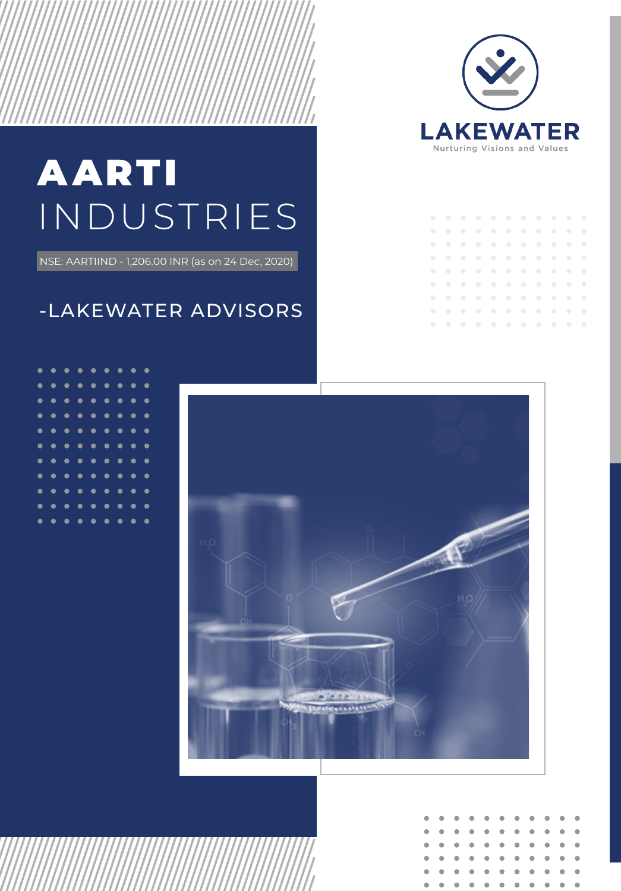# AARTI INDUSTRIES

NSE: AARTIIND - 1,206.00 INR (as on 24 Dec, 2020)

-LAKEWATER ADVISORS

LAKEWATER

Nurturing Visions and Values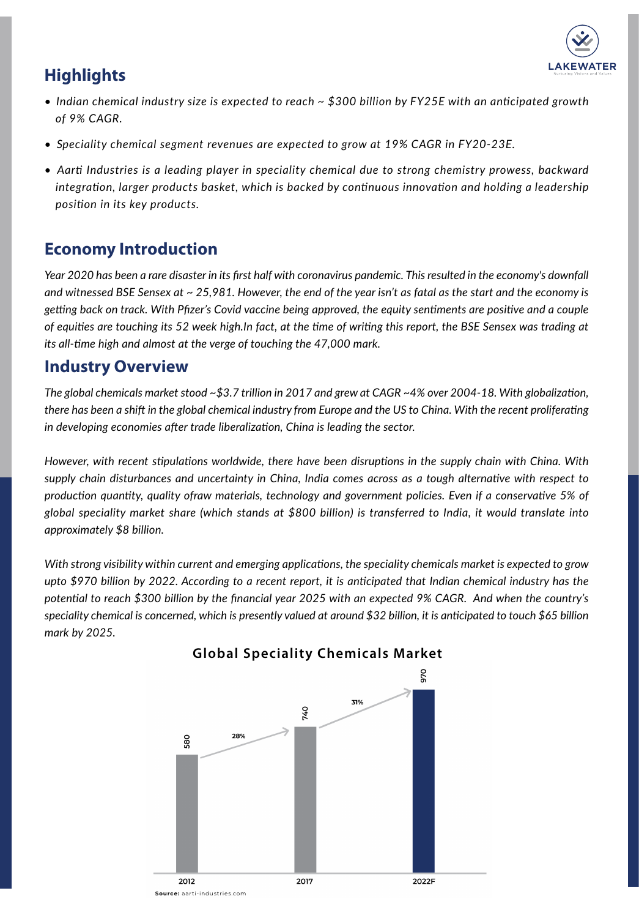## Highlights

- *Indian chemical industry size is expected to reach ~ $300 billion by FY25E with an anticipated growth of 9% CAGR.*
- *Speciality chemical segment revenues are expected to grow at 19% CAGR in FY20-23E.*
- *Aarti Industries is a leading player in speciality chemical due to strong chemistry prowess, backward integration, larger products basket, which is backed by continuous innovation and holding a leadership position in its key products.*

## Economy Introduction

*Year 2020 has been a rare disaster in its first half with coronavirus pandemic. This resulted in the economy's downfall and witnessed BSE Sensex at ~ 25,981. However, the end of the year isn't as fatal as the start and the economy is getting back on track. With Pfizer's Covid vaccine being approved, the equity sentiments are positive and a couple of equities are touching its 52 week high.In fact, at the time of writing this report, the BSE Sensex was trading at its all-time high and almost at the verge of touching the 47,000 mark.*

## Industry Overview

*The global chemicals market stood ~$3.7 trillion in 2017 and grew at CAGR ~4% over 2004-18. With globalization, there has been a shift in the global chemical industry from Europe and the US to China. With the recent proliferating in developing economies after trade liberalization, China is leading the sector.*

*However, with recent stipulations worldwide, there have been disruptions in the supply chain with China. With supply chain disturbances and uncertainty in China, India comes across as a tough alternative with respect to production quantity, quality ofraw materials, technology and government policies. Even if a conservative 5% of global speciality market share (which stands at $800 billion) is transferred to India, it would translate into approximately $8 billion.*

*With strong visibility within current and emerging applications, the speciality chemicals market is expected to grow upto $970 billion by 2022. According to a recent report, it is anticipated that Indian chemical industry has the potential to reach $300 billion by the financial year 2025 with an expected 9% CAGR. And when the country's speciality chemical is concerned, which is presently valued at around $32 billion, it is anticipated to touch $65 billion mark by 2025.*

**Global Speciality Chemicals Market**

| Year | Value | Growth |
|---|---|---|
| 2012 | 580 | |
| 2017 | 740 | 28% |
| 2022F | 970 | 31% |

**Source:** aarti-industries.com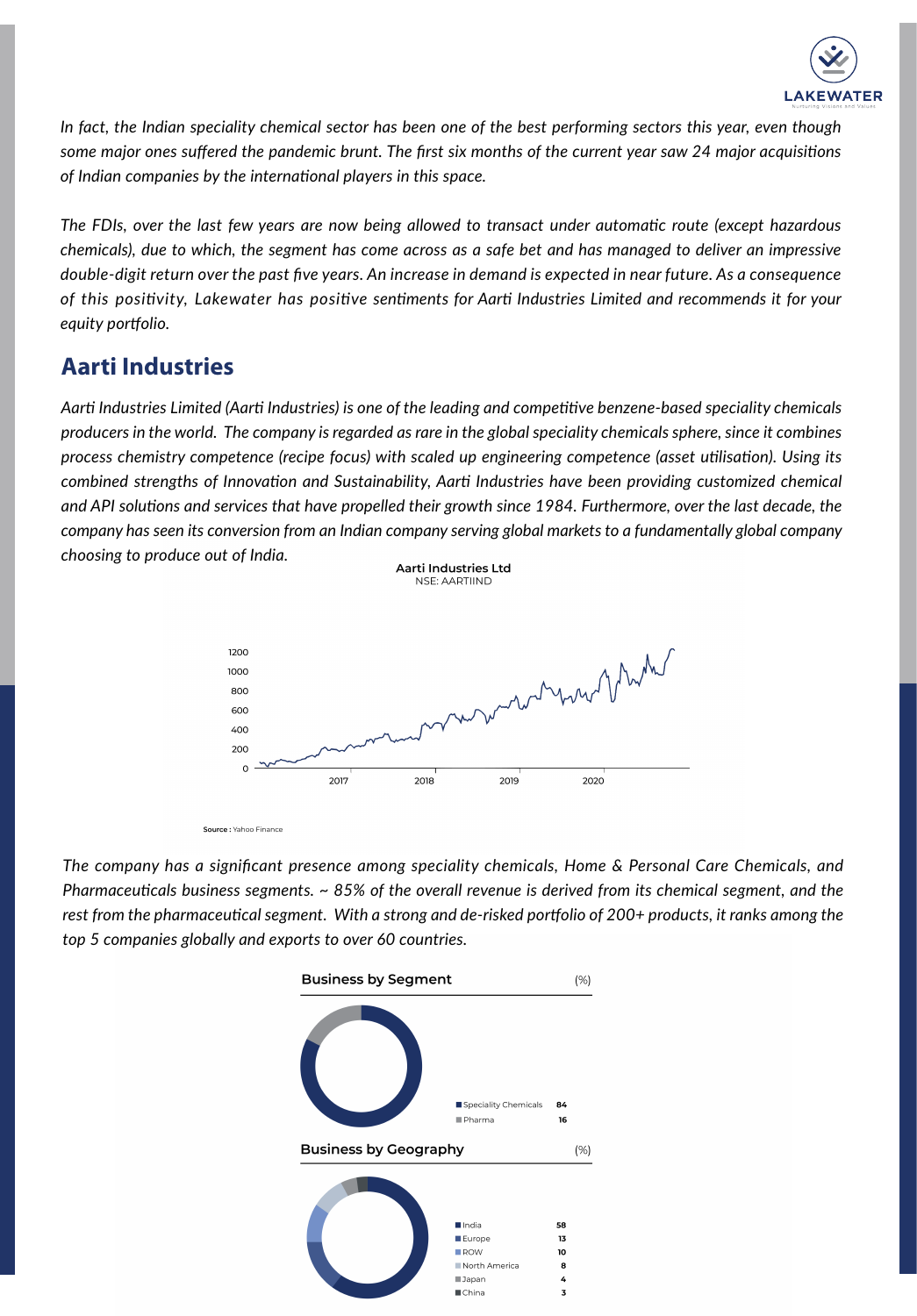*In fact, the Indian speciality chemical sector has been one of the best performing sectors this year, even though some major ones suffered the pandemic brunt. The first six months of the current year saw 24 major acquisitions of Indian companies by the international players in this space.*

*The FDIs, over the last few years are now being allowed to transact under automatic route (except hazardous chemicals), due to which, the segment has come across as a safe bet and has managed to deliver an impressive double-digit return over the past five years. An increase in demand is expected in near future. As a consequence of this positivity, Lakewater has positive sentiments for Aarti Industries Limited and recommends it for your equity portfolio.*

## Aarti Industries

*Aarti Industries Limited (Aarti Industries) is one of the leading and competitive benzene-based speciality chemicals producers in the world. The company is regarded as rare in the global speciality chemicals sphere, since it combines process chemistry competence (recipe focus) with scaled up engineering competence (asset utilisation). Using its combined strengths of Innovation and Sustainability, Aarti Industries have been providing customized chemical and API solutions and services that have propelled their growth since 1984. Furthermore, over the last decade, the company has seen its conversion from an Indian company serving global markets to a fundamentally global company choosing to produce out of India.*

**Aarti Industries Ltd**
NSE: AARTIIND

**Source :** Yahoo Finance

*The company has a significant presence among speciality chemicals, Home & Personal Care Chemicals, and Pharmaceuticals business segments. ~ 85% of the overall revenue is derived from its chemical segment, and the rest from the pharmaceutical segment. With a strong and de-risked portfolio of 200+ products, it ranks among the top 5 companies globally and exports to over 60 countries.*

**Business by Segment** (%)

| Segment | % |
|---|---|
| Speciality Chemicals | 84 |
| Pharma | 16 |

**Business by Geography** (%)

| Geography | % |
|---|---|
| India | 58 |
| Europe | 13 |
| ROW | 10 |
| North America | 8 |
| Japan | 4 |
| China | 3 |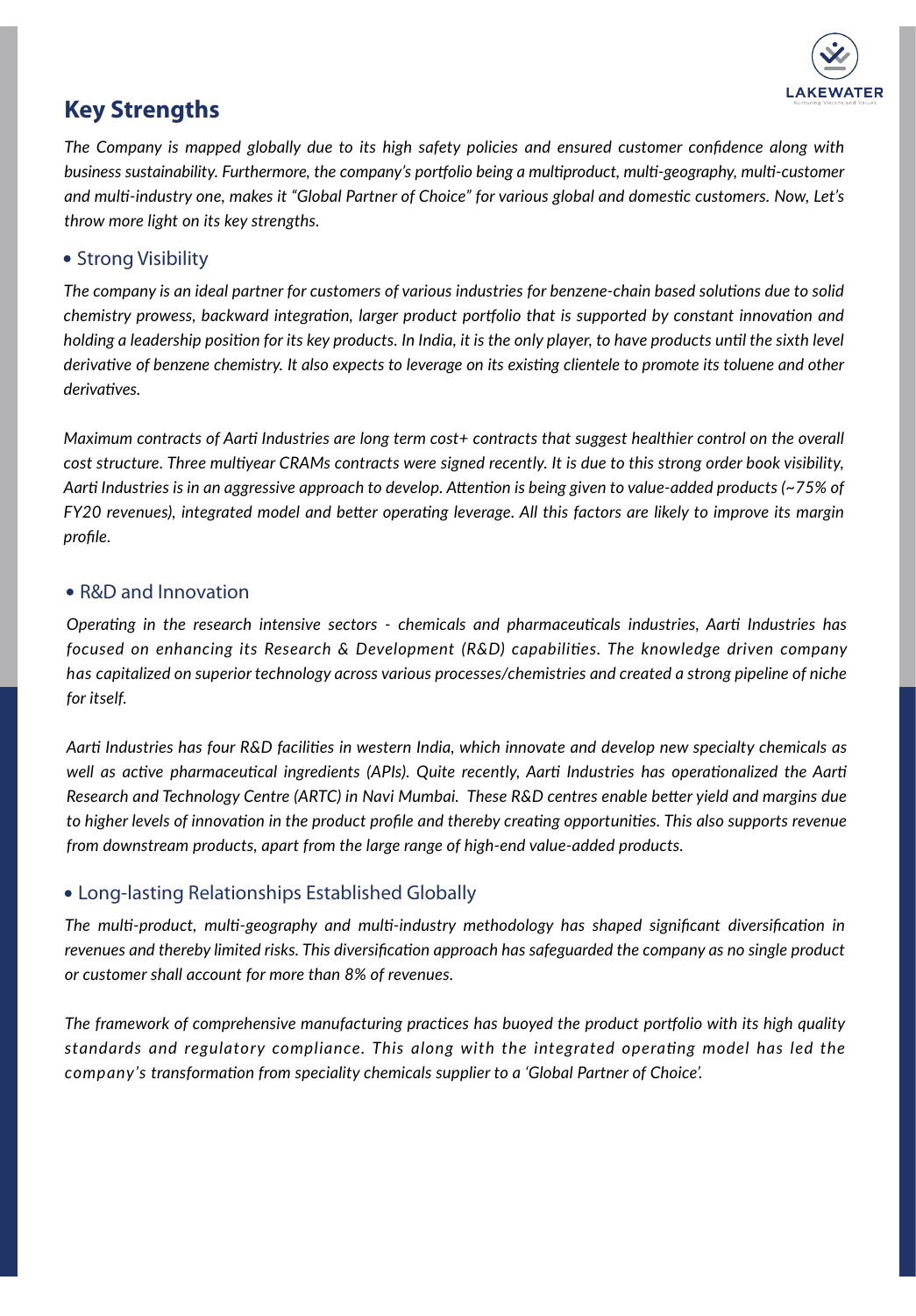## Key Strengths

*The Company is mapped globally due to its high safety policies and ensured customer confidence along with business sustainability. Furthermore, the company's portfolio being a multiproduct, multi-geography, multi-customer and multi-industry one, makes it "Global Partner of Choice" for various global and domestic customers. Now, Let's throw more light on its key strengths.*

### • Strong Visibility

*The company is an ideal partner for customers of various industries for benzene-chain based solutions due to solid chemistry prowess, backward integration, larger product portfolio that is supported by constant innovation and holding a leadership position for its key products. In India, it is the only player, to have products until the sixth level derivative of benzene chemistry. It also expects to leverage on its existing clientele to promote its toluene and other derivatives.*

*Maximum contracts of Aarti Industries are long term cost+ contracts that suggest healthier control on the overall cost structure. Three multiyear CRAMs contracts were signed recently. It is due to this strong order book visibility, Aarti Industries is in an aggressive approach to develop. Attention is being given to value-added products (~75% of FY20 revenues), integrated model and better operating leverage. All this factors are likely to improve its margin profile.*

### • R&D and Innovation

*Operating in the research intensive sectors - chemicals and pharmaceuticals industries, Aarti Industries has focused on enhancing its Research & Development (R&D) capabilities. The knowledge driven company has capitalized on superior technology across various processes/chemistries and created a strong pipeline of niche for itself.*

*Aarti Industries has four R&D facilities in western India, which innovate and develop new specialty chemicals as well as active pharmaceutical ingredients (APIs). Quite recently, Aarti Industries has operationalized the Aarti Research and Technology Centre (ARTC) in Navi Mumbai. These R&D centres enable better yield and margins due to higher levels of innovation in the product profile and thereby creating opportunities. This also supports revenue from downstream products, apart from the large range of high-end value-added products.*

### • Long-lasting Relationships Established Globally

*The multi-product, multi-geography and multi-industry methodology has shaped significant diversification in revenues and thereby limited risks. This diversification approach has safeguarded the company as no single product or customer shall account for more than 8% of revenues.*

*The framework of comprehensive manufacturing practices has buoyed the product portfolio with its high quality standards and regulatory compliance. This along with the integrated operating model has led the company's transformation from speciality chemicals supplier to a 'Global Partner of Choice'.*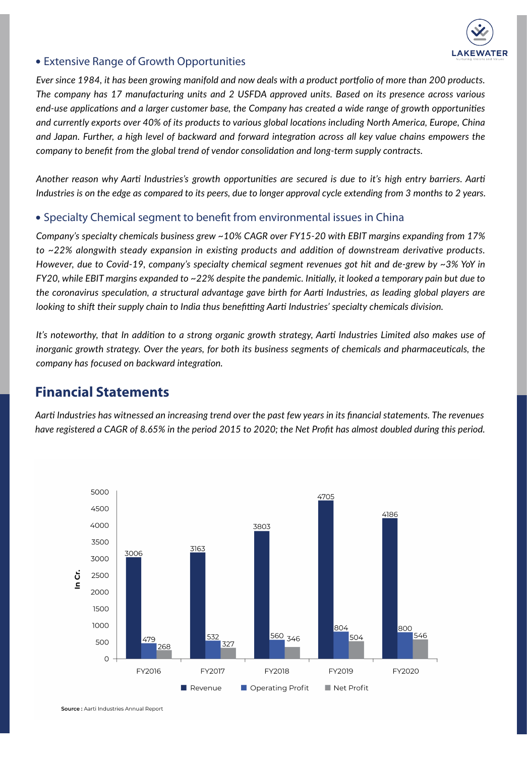- Extensive Range of Growth Opportunities

*Ever since 1984, it has been growing manifold and now deals with a product portfolio of more than 200 products. The company has 17 manufacturing units and 2 USFDA approved units. Based on its presence across various end-use applications and a larger customer base, the Company has created a wide range of growth opportunities and currently exports over 40% of its products to various global locations including North America, Europe, China and Japan. Further, a high level of backward and forward integration across all key value chains empowers the company to benefit from the global trend of vendor consolidation and long-term supply contracts.*

*Another reason why Aarti Industries's growth opportunities are secured is due to it's high entry barriers. Aarti Industries is on the edge as compared to its peers, due to longer approval cycle extending from 3 months to 2 years.*

- Specialty Chemical segment to benefit from environmental issues in China

*Company's specialty chemicals business grew ~10% CAGR over FY15-20 with EBIT margins expanding from 17% to ~22% alongwith steady expansion in existing products and addition of downstream derivative products. However, due to Covid-19, company's specialty chemical segment revenues got hit and de-grew by ~3% YoY in FY20, while EBIT margins expanded to ~22% despite the pandemic. Initially, it looked a temporary pain but due to the coronavirus speculation, a structural advantage gave birth for Aarti Industries, as leading global players are looking to shift their supply chain to India thus benefitting Aarti Industries' specialty chemicals division.*

*It's noteworthy, that In addition to a strong organic growth strategy, Aarti Industries Limited also makes use of inorganic growth strategy. Over the years, for both its business segments of chemicals and pharmaceuticals, the company has focused on backward integration.*

## Financial Statements

*Aarti Industries has witnessed an increasing trend over the past few years in its financial statements. The revenues have registered a CAGR of 8.65% in the period 2015 to 2020; the Net Profit has almost doubled during this period.*

| In Cr. | FY2016 | FY2017 | FY2018 | FY2019 | FY2020 |
|---|---|---|---|---|---|
| Revenue | 3006 | 3163 | 3803 | 4705 | 4186 |
| Operating Profit | 479 | 532 | 560 | 804 | 800 |
| Net Profit | 268 | 327 | 346 | 504 | 546 |

**Source :** Aarti Industries Annual Report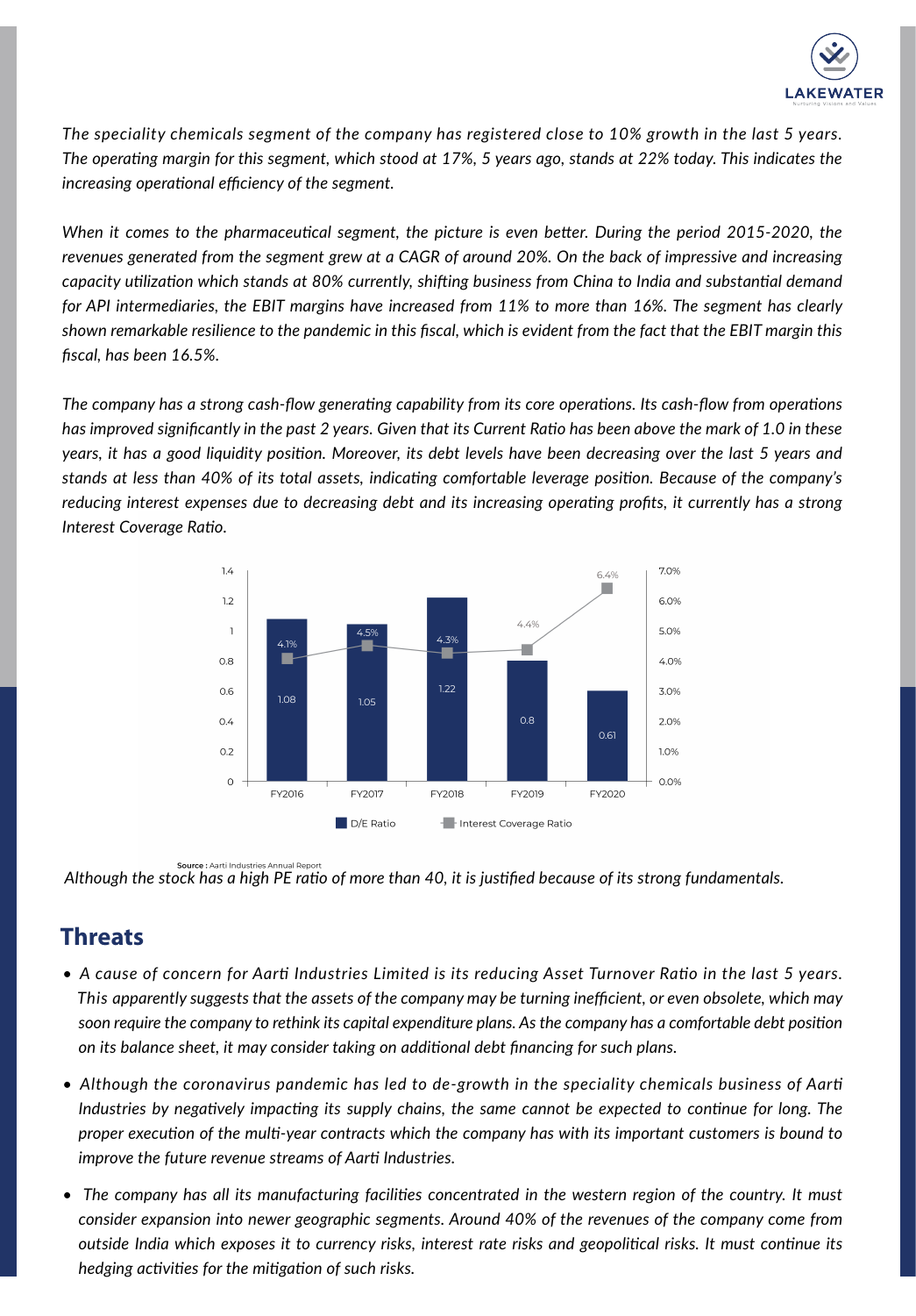*The speciality chemicals segment of the company has registered close to 10% growth in the last 5 years. The operating margin for this segment, which stood at 17%, 5 years ago, stands at 22% today. This indicates the increasing operational efficiency of the segment.*

*When it comes to the pharmaceutical segment, the picture is even better. During the period 2015-2020, the revenues generated from the segment grew at a CAGR of around 20%. On the back of impressive and increasing capacity utilization which stands at 80% currently, shifting business from China to India and substantial demand for API intermediaries, the EBIT margins have increased from 11% to more than 16%. The segment has clearly shown remarkable resilience to the pandemic in this fiscal, which is evident from the fact that the EBIT margin this fiscal, has been 16.5%.*

*The company has a strong cash-flow generating capability from its core operations. Its cash-flow from operations has improved significantly in the past 2 years. Given that its Current Ratio has been above the mark of 1.0 in these years, it has a good liquidity position. Moreover, its debt levels have been decreasing over the last 5 years and stands at less than 40% of its total assets, indicating comfortable leverage position. Because of the company's reducing interest expenses due to decreasing debt and its increasing operating profits, it currently has a strong Interest Coverage Ratio.*

| | FY2016 | FY2017 | FY2018 | FY2019 | FY2020 |
|---|---|---|---|---|---|
| D/E Ratio | 1.08 | 1.05 | 1.22 | 0.8 | 0.61 |
| Interest Coverage Ratio | 4.1% | 4.5% | 4.3% | 4.4% | 6.4% |

**Source :** Aarti Industries Annual Report

*Although the stock has a high PE ratio of more than 40, it is justified because of its strong fundamentals.*

## Threats

- *A cause of concern for Aarti Industries Limited is its reducing Asset Turnover Ratio in the last 5 years. This apparently suggests that the assets of the company may be turning inefficient, or even obsolete, which may soon require the company to rethink its capital expenditure plans. As the company has a comfortable debt position on its balance sheet, it may consider taking on additional debt financing for such plans.*
- *Although the coronavirus pandemic has led to de-growth in the speciality chemicals business of Aarti Industries by negatively impacting its supply chains, the same cannot be expected to continue for long. The proper execution of the multi-year contracts which the company has with its important customers is bound to improve the future revenue streams of Aarti Industries.*
- *The company has all its manufacturing facilities concentrated in the western region of the country. It must consider expansion into newer geographic segments. Around 40% of the revenues of the company come from outside India which exposes it to currency risks, interest rate risks and geopolitical risks. It must continue its hedging activities for the mitigation of such risks.*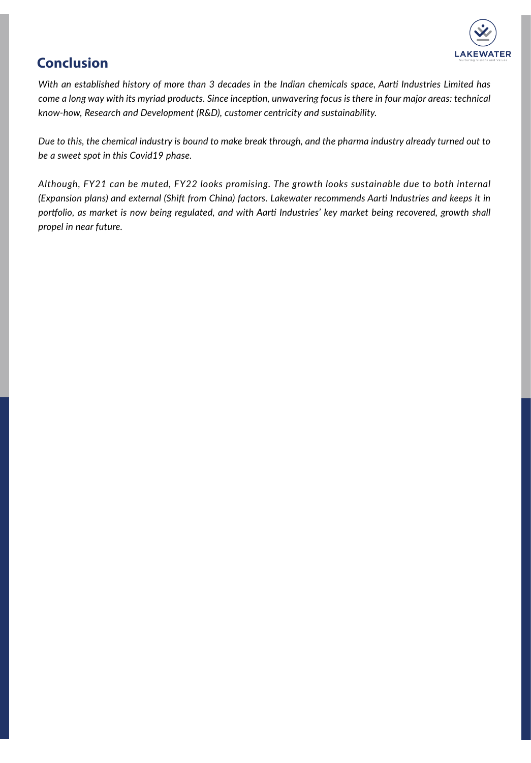## Conclusion

*With an established history of more than 3 decades in the Indian chemicals space, Aarti Industries Limited has come a long way with its myriad products. Since inception, unwavering focus is there in four major areas: technical know-how, Research and Development (R&D), customer centricity and sustainability.*

*Due to this, the chemical industry is bound to make break through, and the pharma industry already turned out to be a sweet spot in this Covid19 phase.*

*Although, FY21 can be muted, FY22 looks promising. The growth looks sustainable due to both internal (Expansion plans) and external (Shift from China) factors. Lakewater recommends Aarti Industries and keeps it in portfolio, as market is now being regulated, and with Aarti Industries' key market being recovered, growth shall propel in near future.*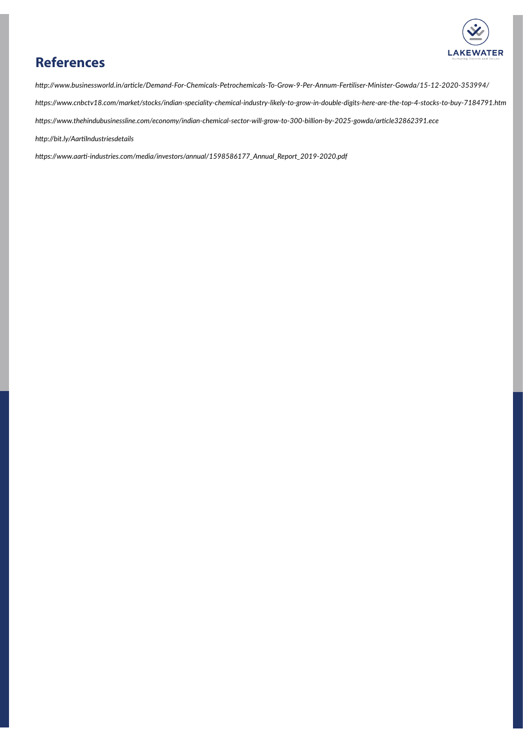# References

*http://www.businessworld.in/article/Demand-For-Chemicals-Petrochemicals-To-Grow-9-Per-Annum-Fertiliser-Minister-Gowda/15-12-2020-353994/*

*https://www.cnbctv18.com/market/stocks/indian-speciality-chemical-industry-likely-to-grow-in-double-digits-here-are-the-top-4-stocks-to-buy-7184791.htm*

*https://www.thehindubusinessline.com/economy/indian-chemical-sector-will-grow-to-300-billion-by-2025-gowda/article32862391.ece*

*http://bit.ly/AartiIndustriesdetails*

*https://www.aarti-industries.com/media/investors/annual/1598586177_Annual_Report_2019-2020.pdf*